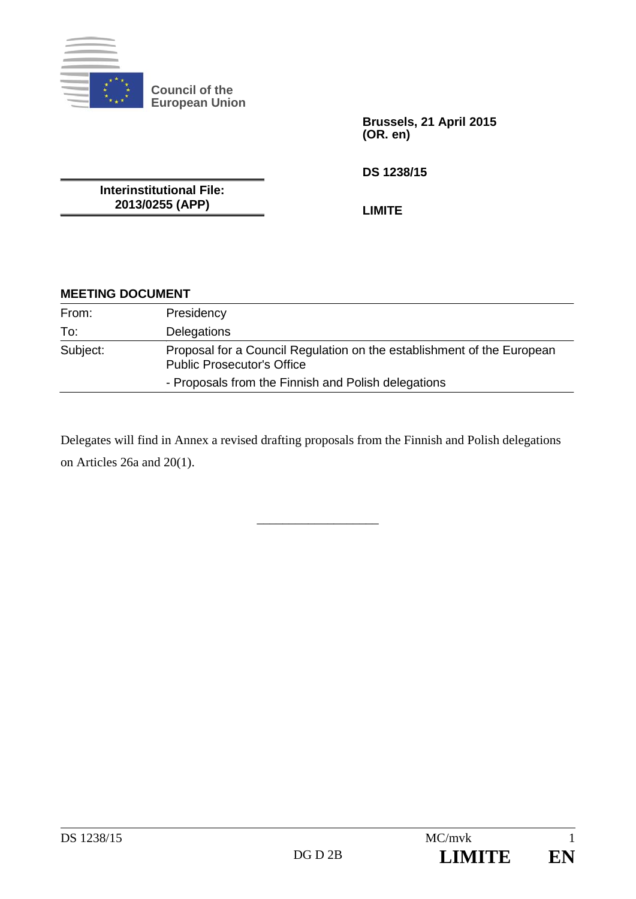**Council of the European Union**

**Brussels, 21 April 2015**
**(OR. en)**

**DS 1238/15**

**Interinstitutional File:**
**2013/0255 (APP)**

**LIMITE**

**MEETING DOCUMENT**

| | |
|---|---|
| From: | Presidency |
| To: | Delegations |
| Subject: | Proposal for a Council Regulation on the establishment of the European Public Prosecutor's Office<br>- Proposals from the Finnish and Polish delegations |

Delegates will find in Annex a revised drafting proposals from the Finnish and Polish delegations on Articles 26a and 20(1).

\_\_\_\_\_\_\_\_\_\_\_\_\_\_\_\_\_\_\_\_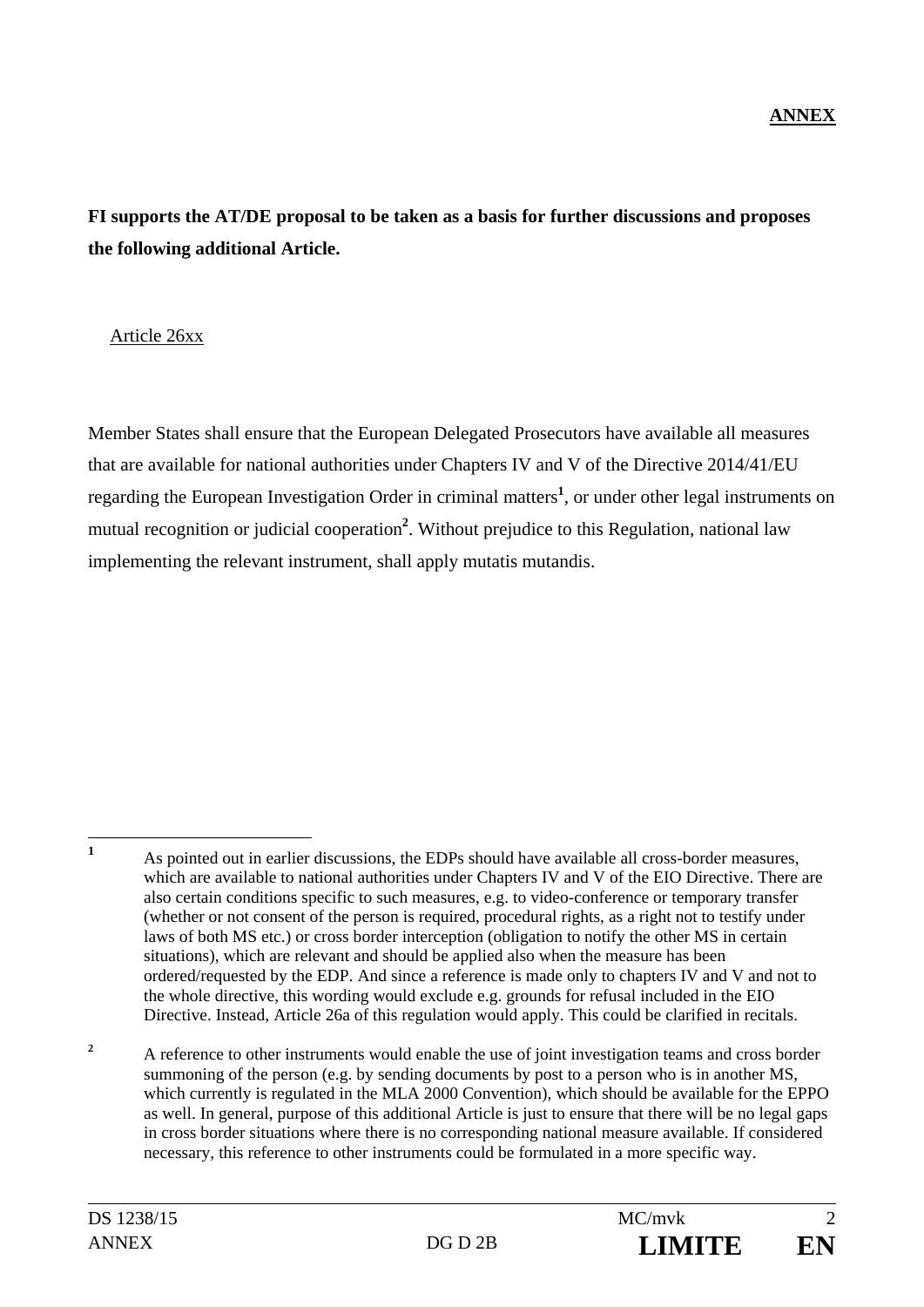**ANNEX**

**FI supports the AT/DE proposal to be taken as a basis for further discussions and proposes the following additional Article.**

Article 26xx

Member States shall ensure that the European Delegated Prosecutors have available all measures that are available for national authorities under Chapters IV and V of the Directive 2014/41/EU regarding the European Investigation Order in criminal matters[1], or under other legal instruments on mutual recognition or judicial cooperation[2]. Without prejudice to this Regulation, national law implementing the relevant instrument, shall apply mutatis mutandis.

---

[1] As pointed out in earlier discussions, the EDPs should have available all cross-border measures, which are available to national authorities under Chapters IV and V of the EIO Directive. There are also certain conditions specific to such measures, e.g. to video-conference or temporary transfer (whether or not consent of the person is required, procedural rights, as a right not to testify under laws of both MS etc.) or cross border interception (obligation to notify the other MS in certain situations), which are relevant and should be applied also when the measure has been ordered/requested by the EDP. And since a reference is made only to chapters IV and V and not to the whole directive, this wording would exclude e.g. grounds for refusal included in the EIO Directive. Instead, Article 26a of this regulation would apply. This could be clarified in recitals.

[2] A reference to other instruments would enable the use of joint investigation teams and cross border summoning of the person (e.g. by sending documents by post to a person who is in another MS, which currently is regulated in the MLA 2000 Convention), which should be available for the EPPO as well. In general, purpose of this additional Article is just to ensure that there will be no legal gaps in cross border situations where there is no corresponding national measure available. If considered necessary, this reference to other instruments could be formulated in a more specific way.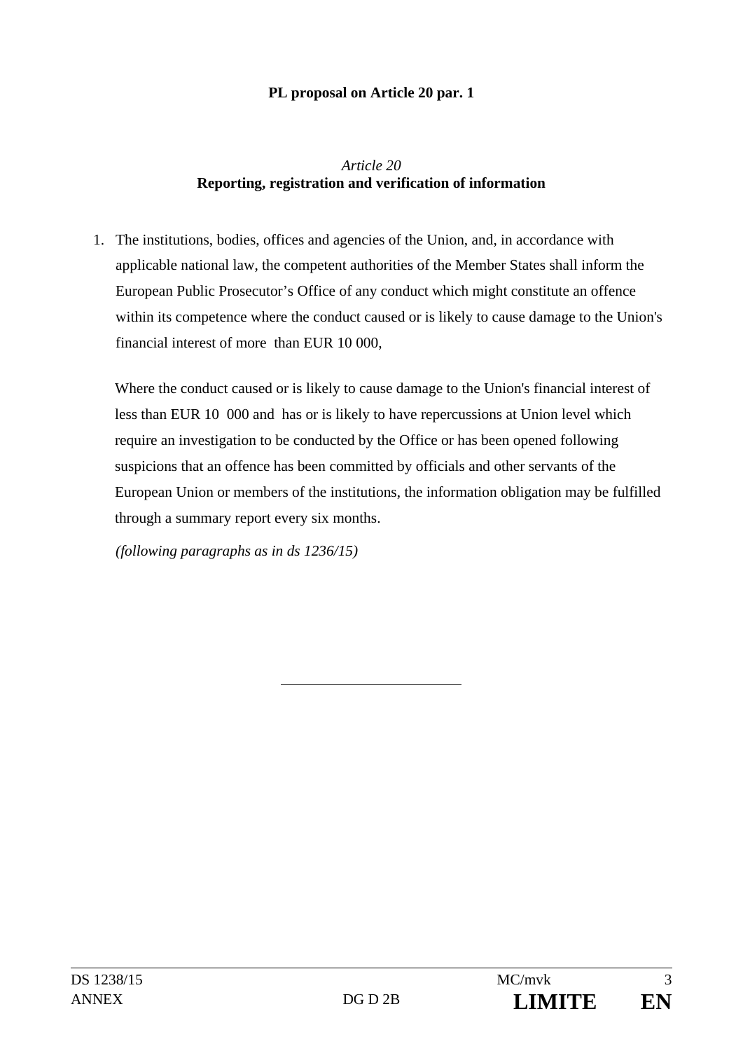**PL proposal on Article 20 par. 1**

*Article 20*
**Reporting, registration and verification of information**

1. The institutions, bodies, offices and agencies of the Union, and, in accordance with applicable national law, the competent authorities of the Member States shall inform the European Public Prosecutor's Office of any conduct which might constitute an offence within its competence where the conduct caused or is likely to cause damage to the Union's financial interest of more than EUR 10 000,

   Where the conduct caused or is likely to cause damage to the Union's financial interest of less than EUR 10 000 and has or is likely to have repercussions at Union level which require an investigation to be conducted by the Office or has been opened following suspicions that an offence has been committed by officials and other servants of the European Union or members of the institutions, the information obligation may be fulfilled through a summary report every six months.

   *(following paragraphs as in ds 1236/15)*